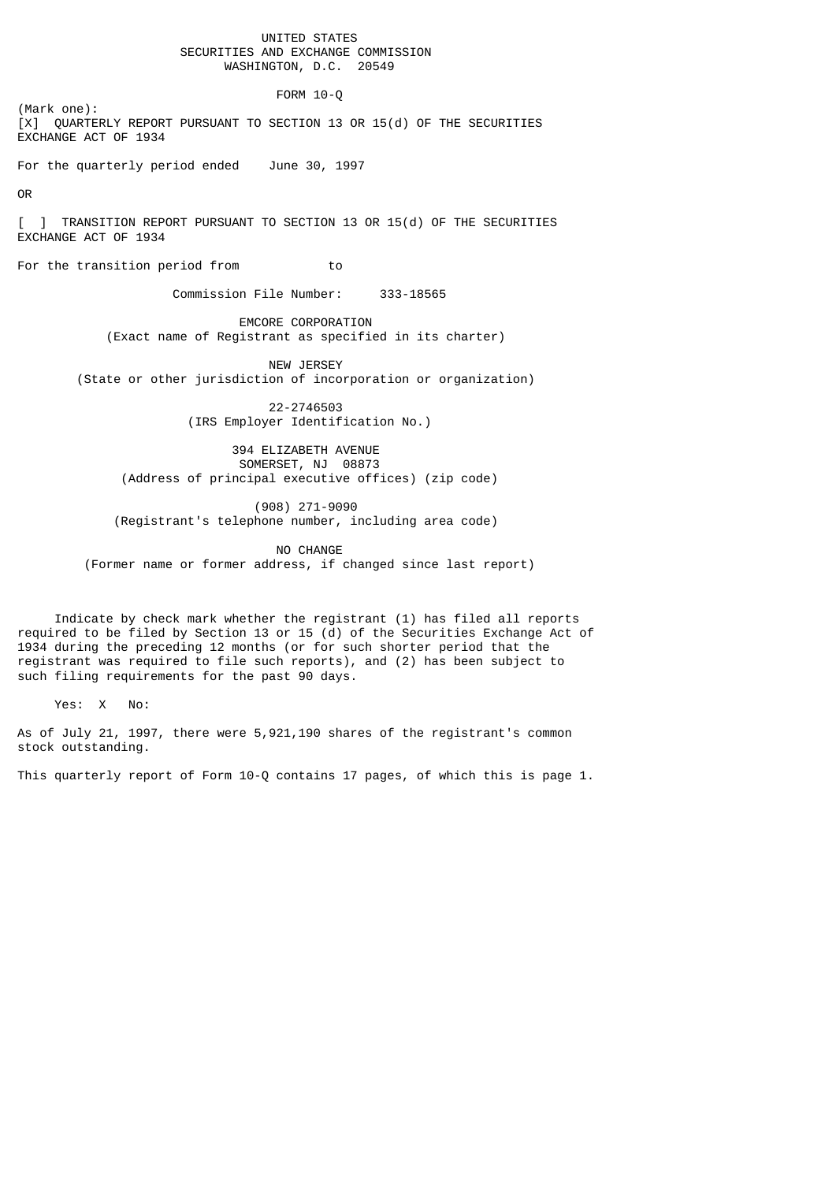UNITED STATES
SECURITIES AND EXCHANGE COMMISSION
WASHINGTON, D.C. 20549

FORM 10-Q

(Mark one):

[X] QUARTERLY REPORT PURSUANT TO SECTION 13 OR 15(d) OF THE SECURITIES EXCHANGE ACT OF 1934

For the quarterly period ended June 30, 1997

OR

[ ] TRANSITION REPORT PURSUANT TO SECTION 13 OR 15(d) OF THE SECURITIES EXCHANGE ACT OF 1934

For the transition period from to

Commission File Number: 333-18565

EMCORE CORPORATION
(Exact name of Registrant as specified in its charter)

NEW JERSEY
(State or other jurisdiction of incorporation or organization)

22-2746503
(IRS Employer Identification No.)

394 ELIZABETH AVENUE
SOMERSET, NJ 08873
(Address of principal executive offices) (zip code)

(908) 271-9090
(Registrant's telephone number, including area code)

NO CHANGE
(Former name or former address, if changed since last report)

Indicate by check mark whether the registrant (1) has filed all reports required to be filed by Section 13 or 15 (d) of the Securities Exchange Act of 1934 during the preceding 12 months (or for such shorter period that the registrant was required to file such reports), and (2) has been subject to such filing requirements for the past 90 days.

Yes: X No:

As of July 21, 1997, there were 5,921,190 shares of the registrant's common stock outstanding.

This quarterly report of Form 10-Q contains 17 pages, of which this is page 1.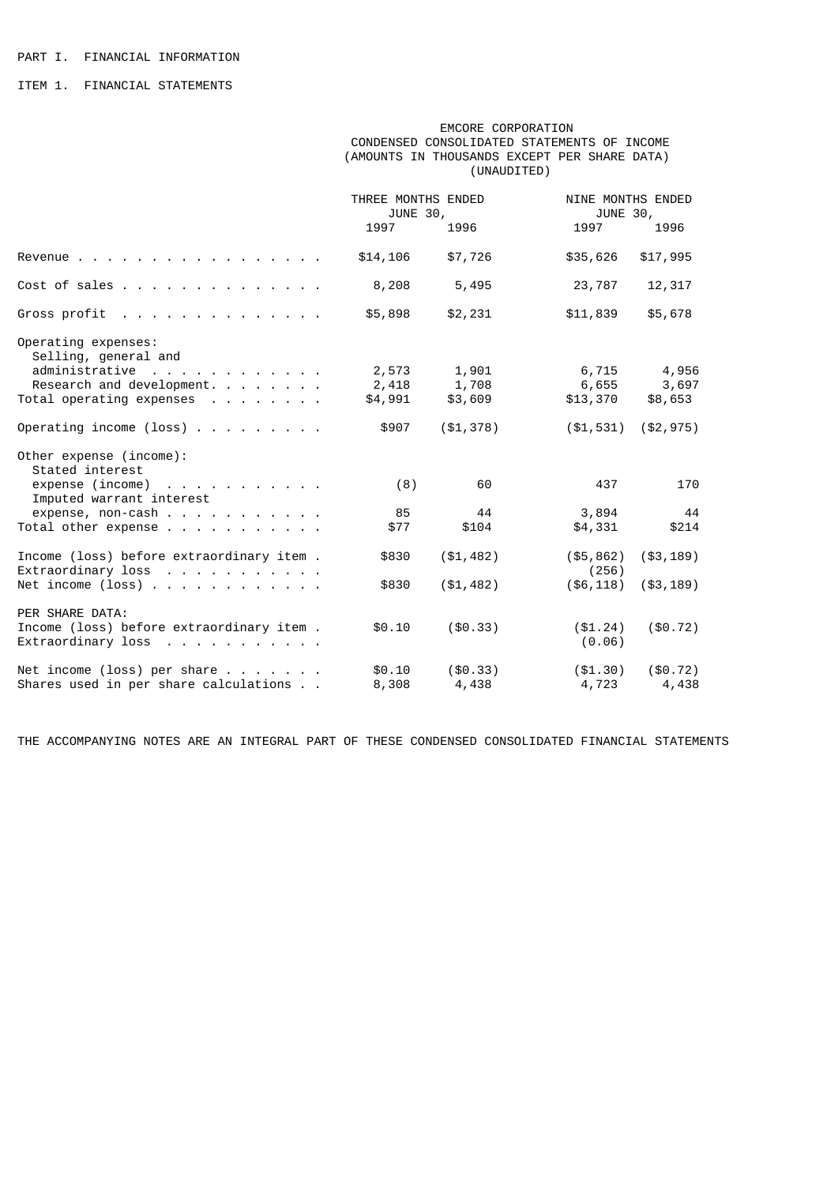PART I. FINANCIAL INFORMATION

ITEM 1. FINANCIAL STATEMENTS

EMCORE CORPORATION
CONDENSED CONSOLIDATED STATEMENTS OF INCOME
(AMOUNTS IN THOUSANDS EXCEPT PER SHARE DATA)
(UNAUDITED)

| | THREE MONTHS ENDED JUNE 30, | | NINE MONTHS ENDED JUNE 30, | |
|---|---|---|---|---|
| | 1997 | 1996 | 1997 | 1996 |
| Revenue | $14,106 | $7,726 | $35,626 | $17,995 |
| Cost of sales | 8,208 | 5,495 | 23,787 | 12,317 |
| Gross profit | $5,898 | $2,231 | $11,839 | $5,678 |
| Operating expenses: | | | | |
| Selling, general and administrative | 2,573 | 1,901 | 6,715 | 4,956 |
| Research and development | 2,418 | 1,708 | 6,655 | 3,697 |
| Total operating expenses | $4,991 | $3,609 | $13,370 | $8,653 |
| Operating income (loss) | $907 | ($1,378) | ($1,531) | ($2,975) |
| Other expense (income): | | | | |
| Stated interest expense (income) | (8) | 60 | 437 | 170 |
| Imputed warrant interest expense, non-cash | 85 | 44 | 3,894 | 44 |
| Total other expense | $77 | $104 | $4,331 | $214 |
| Income (loss) before extraordinary item | $830 | ($1,482) | ($5,862) | ($3,189) |
| Extraordinary loss | | | (256) | |
| Net income (loss) | $830 | ($1,482) | ($6,118) | ($3,189) |
| PER SHARE DATA: | | | | |
| Income (loss) before extraordinary item | $0.10 | ($0.33) | ($1.24) | ($0.72) |
| Extraordinary loss | | | (0.06) | |
| Net income (loss) per share | $0.10 | ($0.33) | ($1.30) | ($0.72) |
| Shares used in per share calculations | 8,308 | 4,438 | 4,723 | 4,438 |

THE ACCOMPANYING NOTES ARE AN INTEGRAL PART OF THESE CONDENSED CONSOLIDATED FINANCIAL STATEMENTS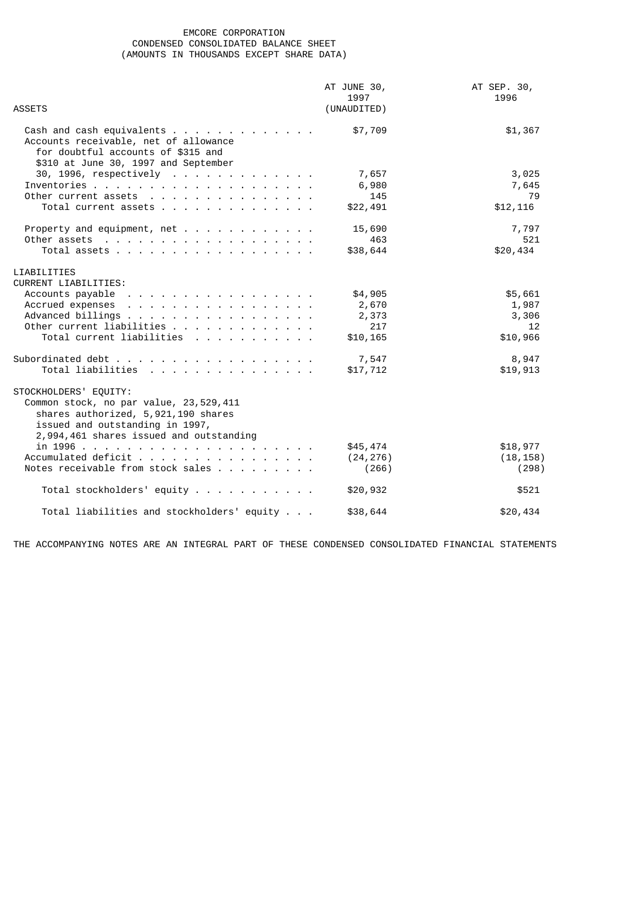# EMCORE CORPORATION
## CONDENSED CONSOLIDATED BALANCE SHEET
### (AMOUNTS IN THOUSANDS EXCEPT SHARE DATA)

| ASSETS | AT JUNE 30, 1997 (UNAUDITED) | AT SEP. 30, 1996 |
|---|---|---|
| Cash and cash equivalents | $7,709 | $1,367 |
| Accounts receivable, net of allowance for doubtful accounts of $315 and $310 at June 30, 1997 and September 30, 1996, respectively | 7,657 | 3,025 |
| Inventories | 6,980 | 7,645 |
| Other current assets | 145 | 79 |
| Total current assets | $22,491 | $12,116 |
| | | |
| Property and equipment, net | 15,690 | 7,797 |
| Other assets | 463 | 521 |
| Total assets | $38,644 | $20,434 |
| | | |
| LIABILITIES | | |
| CURRENT LIABILITIES: | | |
| Accounts payable | $4,905 | $5,661 |
| Accrued expenses | 2,670 | 1,987 |
| Advanced billings | 2,373 | 3,306 |
| Other current liabilities | 217 | 12 |
| Total current liabilities | $10,165 | $10,966 |
| | | |
| Subordinated debt | 7,547 | 8,947 |
| Total liabilities | $17,712 | $19,913 |
| | | |
| STOCKHOLDERS' EQUITY: | | |
| Common stock, no par value, 23,529,411 shares authorized, 5,921,190 shares issued and outstanding in 1997, 2,994,461 shares issued and outstanding in 1996 | $45,474 | $18,977 |
| Accumulated deficit | (24,276) | (18,158) |
| Notes receivable from stock sales | (266) | (298) |
| | | |
| Total stockholders' equity | $20,932 | $521 |
| | | |
| Total liabilities and stockholders' equity | $38,644 | $20,434 |

THE ACCOMPANYING NOTES ARE AN INTEGRAL PART OF THESE CONDENSED CONSOLIDATED FINANCIAL STATEMENTS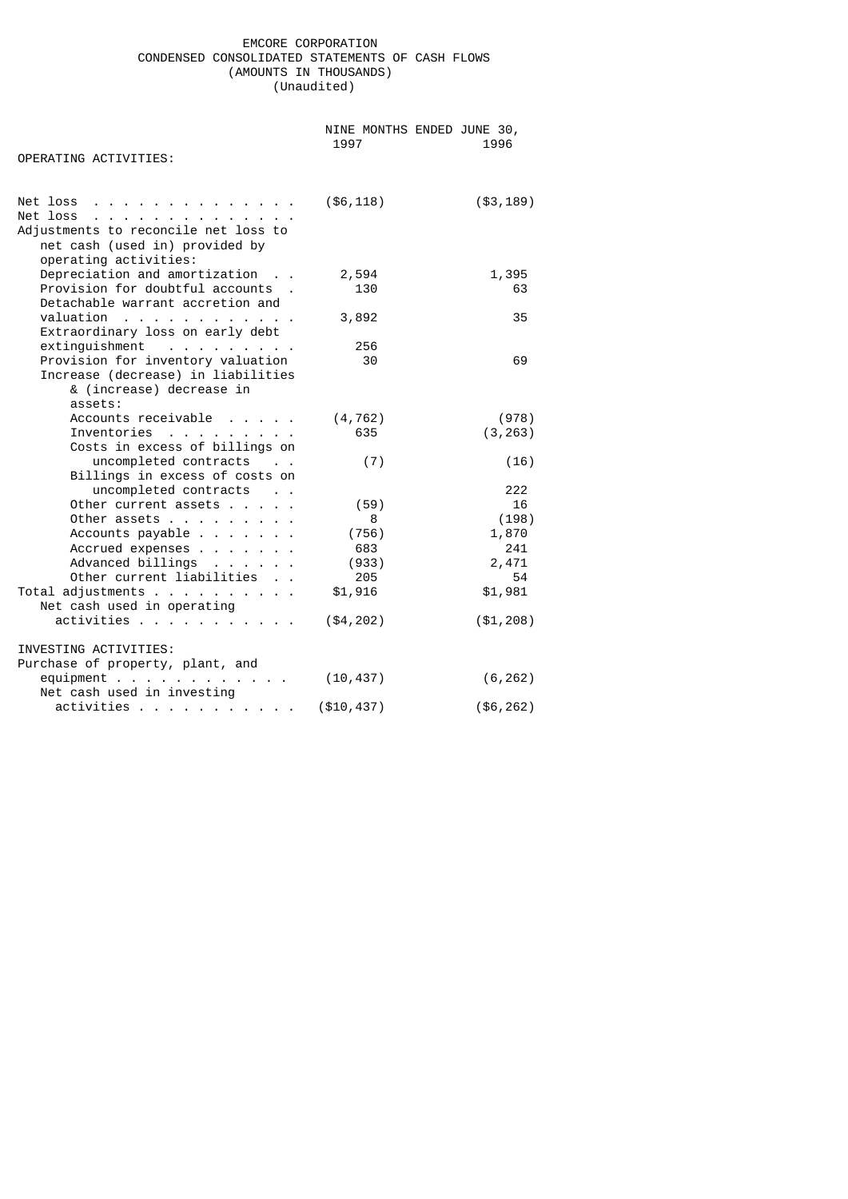EMCORE CORPORATION
CONDENSED CONSOLIDATED STATEMENTS OF CASH FLOWS
(AMOUNTS IN THOUSANDS)
(Unaudited)

| | NINE MONTHS ENDED JUNE 30, | |
|---|---|---|
| | 1997 | 1996 |
| OPERATING ACTIVITIES: | | |
| Net loss | ($6,118) | ($3,189) |
| Net loss | | |
| Adjustments to reconcile net loss to net cash (used in) provided by operating activities: | | |
| Depreciation and amortization | 2,594 | 1,395 |
| Provision for doubtful accounts | 130 | 63 |
| Detachable warrant accretion and valuation | 3,892 | 35 |
| Extraordinary loss on early debt extinguishment | 256 | |
| Provision for inventory valuation | 30 | 69 |
| Increase (decrease) in liabilities & (increase) decrease in assets: | | |
| Accounts receivable | (4,762) | (978) |
| Inventories | 635 | (3,263) |
| Costs in excess of billings on uncompleted contracts | (7) | (16) |
| Billings in excess of costs on uncompleted contracts | | 222 |
| Other current assets | (59) | 16 |
| Other assets | 8 | (198) |
| Accounts payable | (756) | 1,870 |
| Accrued expenses | 683 | 241 |
| Advanced billings | (933) | 2,471 |
| Other current liabilities | 205 | 54 |
| Total adjustments | $1,916 | $1,981 |
| Net cash used in operating activities | ($4,202) | ($1,208) |
| INVESTING ACTIVITIES: | | |
| Purchase of property, plant, and equipment | (10,437) | (6,262) |
| Net cash used in investing activities | ($10,437) | ($6,262) |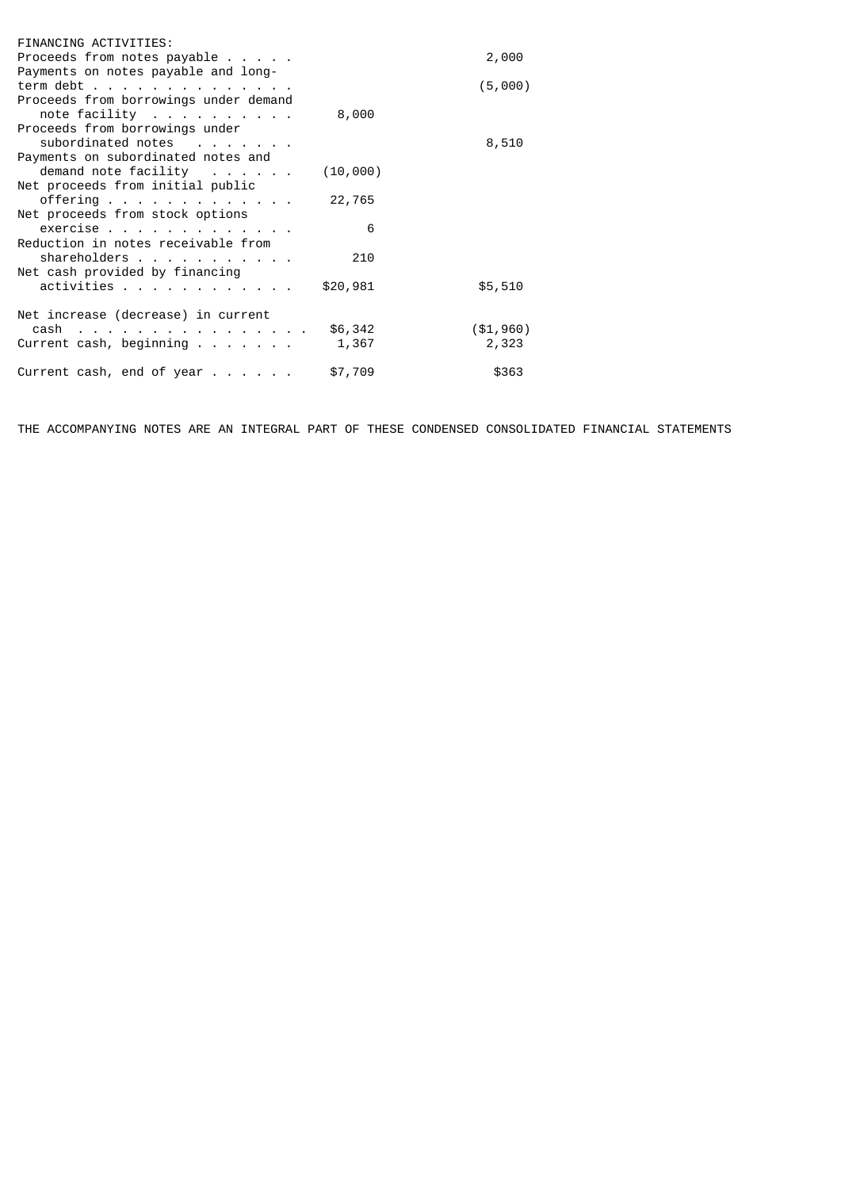| FINANCING ACTIVITIES: | | |
|---|---|---|
| Proceeds from notes payable | | 2,000 |
| Payments on notes payable and long-term debt | | (5,000) |
| Proceeds from borrowings under demand note facility | 8,000 | |
| Proceeds from borrowings under subordinated notes | | 8,510 |
| Payments on subordinated notes and demand note facility | (10,000) | |
| Net proceeds from initial public offering | 22,765 | |
| Net proceeds from stock options exercise | 6 | |
| Reduction in notes receivable from shareholders | 210 | |
| Net cash provided by financing activities | $20,981 | $5,510 |
| Net increase (decrease) in current cash | $6,342 | ($1,960) |
| Current cash, beginning | 1,367 | 2,323 |
| Current cash, end of year | $7,709 | $363 |

THE ACCOMPANYING NOTES ARE AN INTEGRAL PART OF THESE CONDENSED CONSOLIDATED FINANCIAL STATEMENTS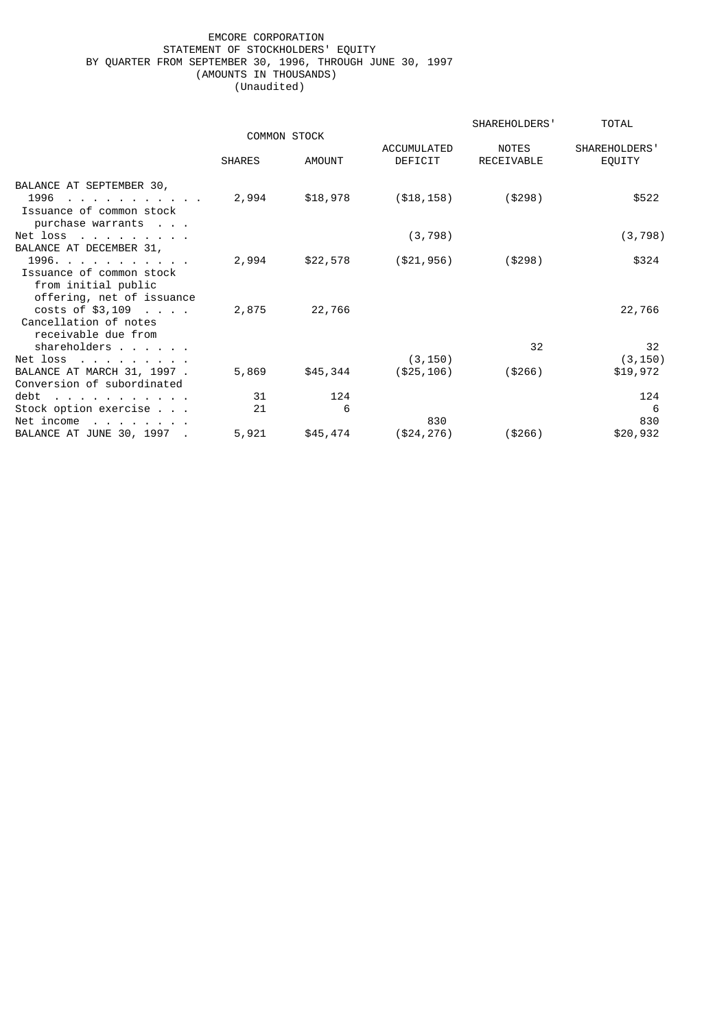EMCORE CORPORATION
STATEMENT OF STOCKHOLDERS' EQUITY
BY QUARTER FROM SEPTEMBER 30, 1996, THROUGH JUNE 30, 1997
(AMOUNTS IN THOUSANDS)
(Unaudited)

| | COMMON STOCK | | | SHAREHOLDERS' | TOTAL |
|---|---|---|---|---|---|
| | SHARES | AMOUNT | ACCUMULATED DEFICIT | NOTES RECEIVABLE | SHAREHOLDERS' EQUITY |
| BALANCE AT SEPTEMBER 30, 1996 | 2,994 | $18,978 | ($18,158) | ($298) | $522 |
| Issuance of common stock purchase warrants | | | | | |
| Net loss | | | (3,798) | | (3,798) |
| BALANCE AT DECEMBER 31, 1996 | 2,994 | $22,578 | ($21,956) | ($298) | $324 |
| Issuance of common stock from initial public offering, net of issuance costs of $3,109 | 2,875 | 22,766 | | | 22,766 |
| Cancellation of notes receivable due from shareholders | | | | 32 | 32 |
| Net loss | | | (3,150) | | (3,150) |
| BALANCE AT MARCH 31, 1997 | 5,869 | $45,344 | ($25,106) | ($266) | $19,972 |
| Conversion of subordinated debt | 31 | 124 | | | 124 |
| Stock option exercise | 21 | 6 | | | 6 |
| Net income | | | 830 | | 830 |
| BALANCE AT JUNE 30, 1997 | 5,921 | $45,474 | ($24,276) | ($266) | $20,932 |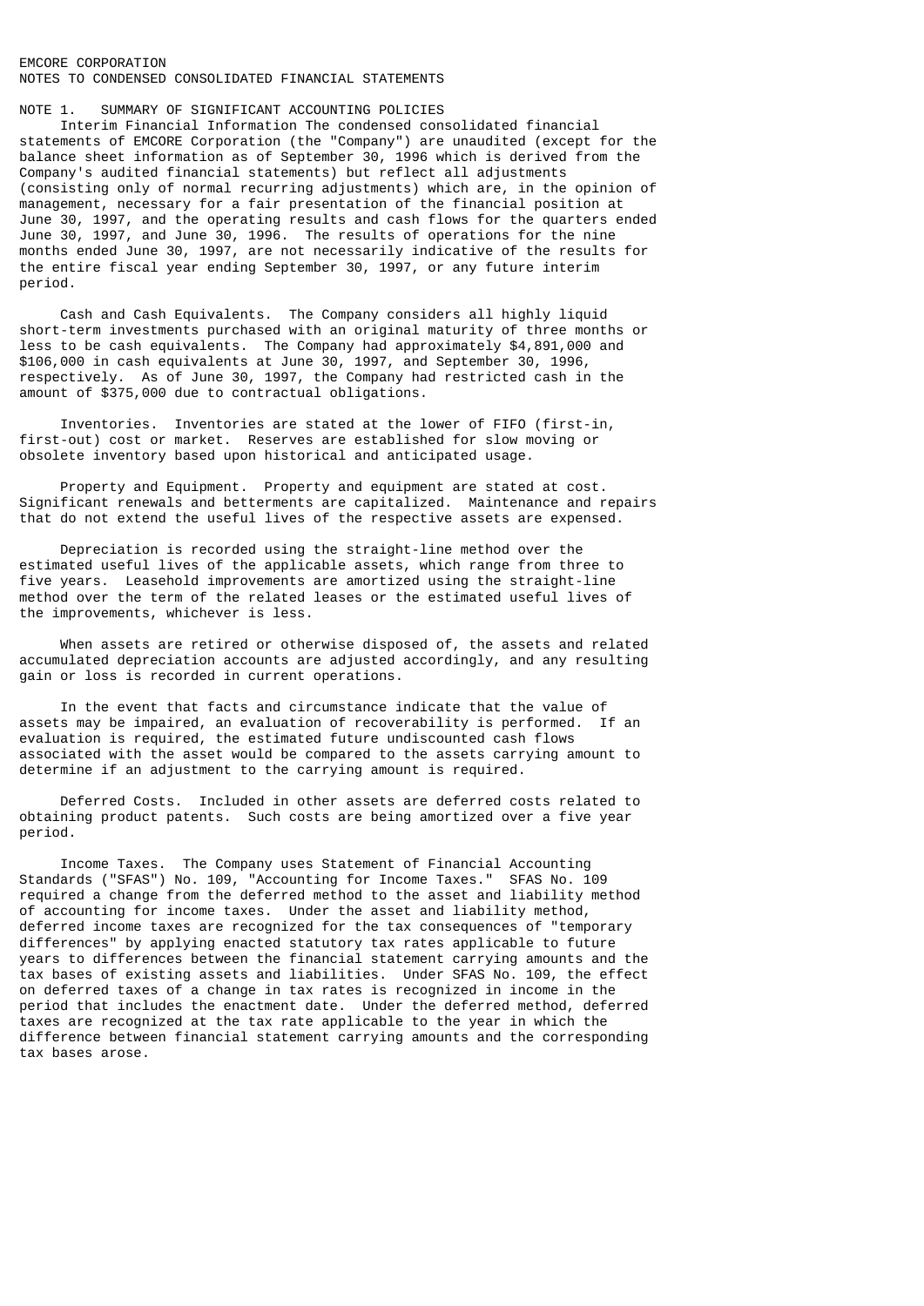EMCORE CORPORATION
NOTES TO CONDENSED CONSOLIDATED FINANCIAL STATEMENTS

NOTE 1. SUMMARY OF SIGNIFICANT ACCOUNTING POLICIES

Interim Financial Information The condensed consolidated financial statements of EMCORE Corporation (the "Company") are unaudited (except for the balance sheet information as of September 30, 1996 which is derived from the Company's audited financial statements) but reflect all adjustments (consisting only of normal recurring adjustments) which are, in the opinion of management, necessary for a fair presentation of the financial position at June 30, 1997, and the operating results and cash flows for the quarters ended June 30, 1997, and June 30, 1996. The results of operations for the nine months ended June 30, 1997, are not necessarily indicative of the results for the entire fiscal year ending September 30, 1997, or any future interim period.

Cash and Cash Equivalents. The Company considers all highly liquid short-term investments purchased with an original maturity of three months or less to be cash equivalents. The Company had approximately $4,891,000 and $106,000 in cash equivalents at June 30, 1997, and September 30, 1996, respectively. As of June 30, 1997, the Company had restricted cash in the amount of $375,000 due to contractual obligations.

Inventories. Inventories are stated at the lower of FIFO (first-in, first-out) cost or market. Reserves are established for slow moving or obsolete inventory based upon historical and anticipated usage.

Property and Equipment. Property and equipment are stated at cost. Significant renewals and betterments are capitalized. Maintenance and repairs that do not extend the useful lives of the respective assets are expensed.

Depreciation is recorded using the straight-line method over the estimated useful lives of the applicable assets, which range from three to five years. Leasehold improvements are amortized using the straight-line method over the term of the related leases or the estimated useful lives of the improvements, whichever is less.

When assets are retired or otherwise disposed of, the assets and related accumulated depreciation accounts are adjusted accordingly, and any resulting gain or loss is recorded in current operations.

In the event that facts and circumstance indicate that the value of assets may be impaired, an evaluation of recoverability is performed. If an evaluation is required, the estimated future undiscounted cash flows associated with the asset would be compared to the assets carrying amount to determine if an adjustment to the carrying amount is required.

Deferred Costs. Included in other assets are deferred costs related to obtaining product patents. Such costs are being amortized over a five year period.

Income Taxes. The Company uses Statement of Financial Accounting Standards ("SFAS") No. 109, "Accounting for Income Taxes." SFAS No. 109 required a change from the deferred method to the asset and liability method of accounting for income taxes. Under the asset and liability method, deferred income taxes are recognized for the tax consequences of "temporary differences" by applying enacted statutory tax rates applicable to future years to differences between the financial statement carrying amounts and the tax bases of existing assets and liabilities. Under SFAS No. 109, the effect on deferred taxes of a change in tax rates is recognized in income in the period that includes the enactment date. Under the deferred method, deferred taxes are recognized at the tax rate applicable to the year in which the difference between financial statement carrying amounts and the corresponding tax bases arose.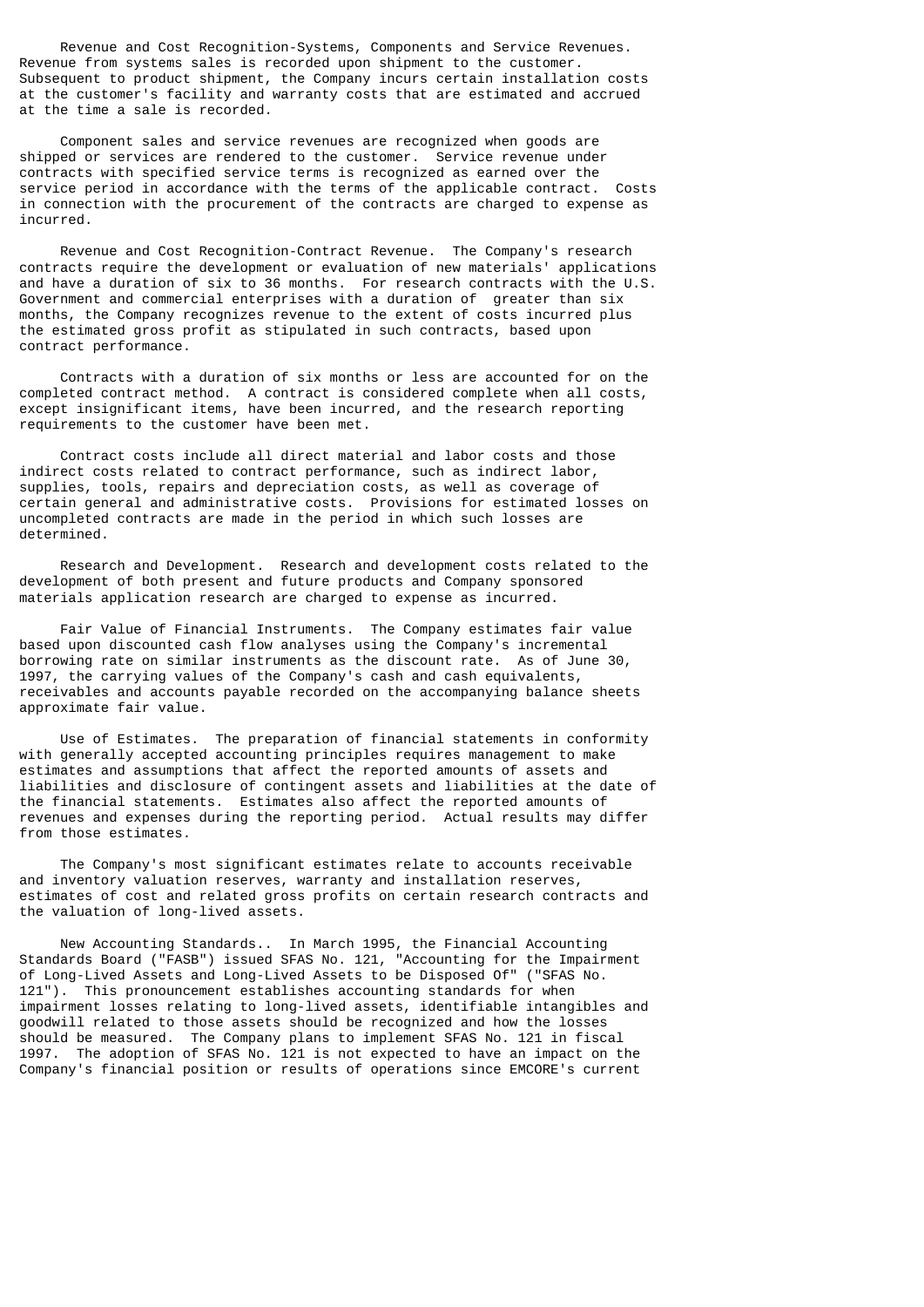Revenue and Cost Recognition-Systems, Components and Service Revenues. Revenue from systems sales is recorded upon shipment to the customer. Subsequent to product shipment, the Company incurs certain installation costs at the customer's facility and warranty costs that are estimated and accrued at the time a sale is recorded.

Component sales and service revenues are recognized when goods are shipped or services are rendered to the customer. Service revenue under contracts with specified service terms is recognized as earned over the service period in accordance with the terms of the applicable contract. Costs in connection with the procurement of the contracts are charged to expense as incurred.

Revenue and Cost Recognition-Contract Revenue. The Company's research contracts require the development or evaluation of new materials' applications and have a duration of six to 36 months. For research contracts with the U.S. Government and commercial enterprises with a duration of greater than six months, the Company recognizes revenue to the extent of costs incurred plus the estimated gross profit as stipulated in such contracts, based upon contract performance.

Contracts with a duration of six months or less are accounted for on the completed contract method. A contract is considered complete when all costs, except insignificant items, have been incurred, and the research reporting requirements to the customer have been met.

Contract costs include all direct material and labor costs and those indirect costs related to contract performance, such as indirect labor, supplies, tools, repairs and depreciation costs, as well as coverage of certain general and administrative costs. Provisions for estimated losses on uncompleted contracts are made in the period in which such losses are determined.

Research and Development. Research and development costs related to the development of both present and future products and Company sponsored materials application research are charged to expense as incurred.

Fair Value of Financial Instruments. The Company estimates fair value based upon discounted cash flow analyses using the Company's incremental borrowing rate on similar instruments as the discount rate. As of June 30, 1997, the carrying values of the Company's cash and cash equivalents, receivables and accounts payable recorded on the accompanying balance sheets approximate fair value.

Use of Estimates. The preparation of financial statements in conformity with generally accepted accounting principles requires management to make estimates and assumptions that affect the reported amounts of assets and liabilities and disclosure of contingent assets and liabilities at the date of the financial statements. Estimates also affect the reported amounts of revenues and expenses during the reporting period. Actual results may differ from those estimates.

The Company's most significant estimates relate to accounts receivable and inventory valuation reserves, warranty and installation reserves, estimates of cost and related gross profits on certain research contracts and the valuation of long-lived assets.

New Accounting Standards.. In March 1995, the Financial Accounting Standards Board ("FASB") issued SFAS No. 121, "Accounting for the Impairment of Long-Lived Assets and Long-Lived Assets to be Disposed Of" ("SFAS No. 121"). This pronouncement establishes accounting standards for when impairment losses relating to long-lived assets, identifiable intangibles and goodwill related to those assets should be recognized and how the losses should be measured. The Company plans to implement SFAS No. 121 in fiscal 1997. The adoption of SFAS No. 121 is not expected to have an impact on the Company's financial position or results of operations since EMCORE's current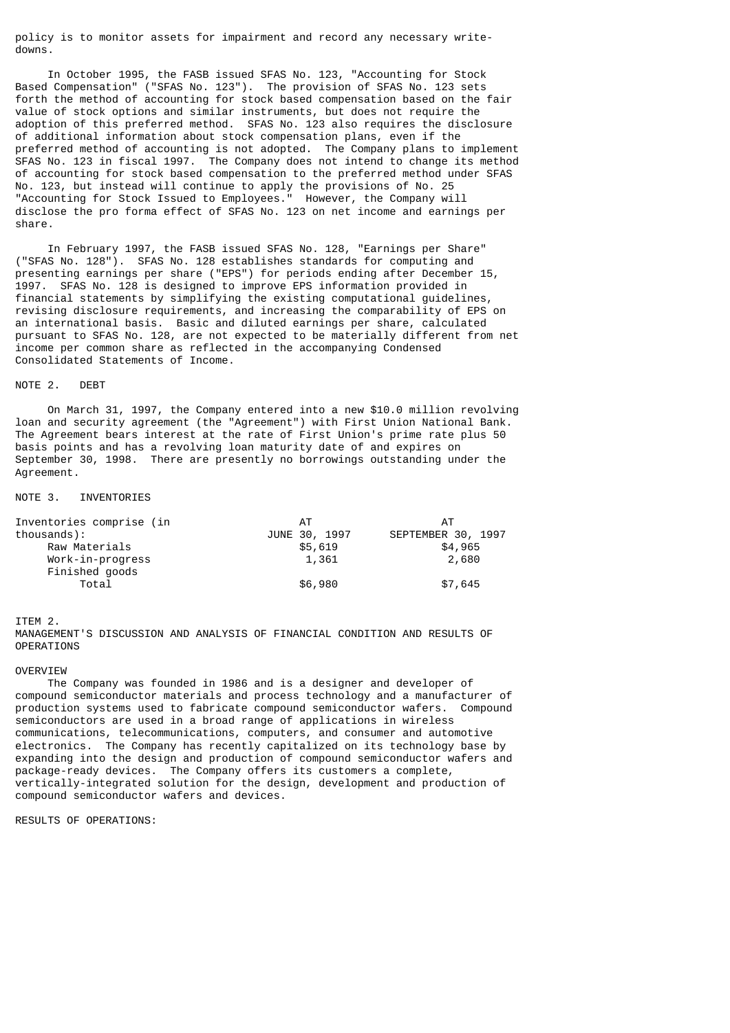policy is to monitor assets for impairment and record any necessary write-downs.

In October 1995, the FASB issued SFAS No. 123, "Accounting for Stock Based Compensation" ("SFAS No. 123"). The provision of SFAS No. 123 sets forth the method of accounting for stock based compensation based on the fair value of stock options and similar instruments, but does not require the adoption of this preferred method. SFAS No. 123 also requires the disclosure of additional information about stock compensation plans, even if the preferred method of accounting is not adopted. The Company plans to implement SFAS No. 123 in fiscal 1997. The Company does not intend to change its method of accounting for stock based compensation to the preferred method under SFAS No. 123, but instead will continue to apply the provisions of No. 25 "Accounting for Stock Issued to Employees." However, the Company will disclose the pro forma effect of SFAS No. 123 on net income and earnings per share.

In February 1997, the FASB issued SFAS No. 128, "Earnings per Share" ("SFAS No. 128"). SFAS No. 128 establishes standards for computing and presenting earnings per share ("EPS") for periods ending after December 15, 1997. SFAS No. 128 is designed to improve EPS information provided in financial statements by simplifying the existing computational guidelines, revising disclosure requirements, and increasing the comparability of EPS on an international basis. Basic and diluted earnings per share, calculated pursuant to SFAS No. 128, are not expected to be materially different from net income per common share as reflected in the accompanying Condensed Consolidated Statements of Income.

## NOTE 2. DEBT

On March 31, 1997, the Company entered into a new $10.0 million revolving loan and security agreement (the "Agreement") with First Union National Bank. The Agreement bears interest at the rate of First Union's prime rate plus 50 basis points and has a revolving loan maturity date of and expires on September 30, 1998. There are presently no borrowings outstanding under the Agreement.

## NOTE 3. INVENTORIES

| Inventories comprise (in thousands): | AT JUNE 30, 1997 | AT SEPTEMBER 30, 1997 |
|---|---|---|
| Raw Materials | $5,619 | $4,965 |
| Work-in-progress | 1,361 | 2,680 |
| Finished goods | | |
| Total | $6,980 | $7,645 |

## ITEM 2.

## MANAGEMENT'S DISCUSSION AND ANALYSIS OF FINANCIAL CONDITION AND RESULTS OF OPERATIONS

### OVERVIEW

The Company was founded in 1986 and is a designer and developer of compound semiconductor materials and process technology and a manufacturer of production systems used to fabricate compound semiconductor wafers. Compound semiconductors are used in a broad range of applications in wireless communications, telecommunications, computers, and consumer and automotive electronics. The Company has recently capitalized on its technology base by expanding into the design and production of compound semiconductor wafers and package-ready devices. The Company offers its customers a complete, vertically-integrated solution for the design, development and production of compound semiconductor wafers and devices.

### RESULTS OF OPERATIONS: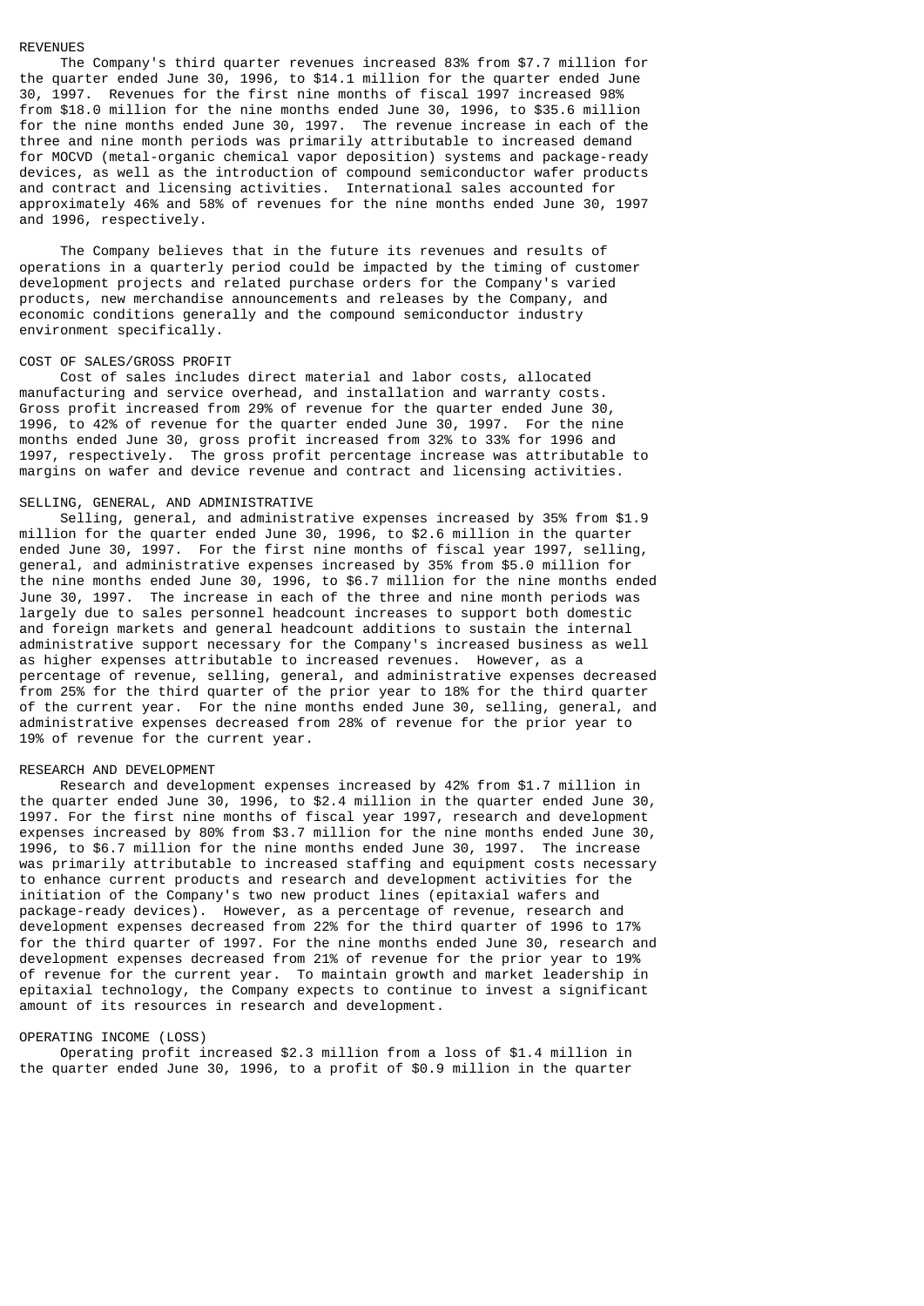### REVENUES

The Company's third quarter revenues increased 83% from $7.7 million for the quarter ended June 30, 1996, to $14.1 million for the quarter ended June 30, 1997. Revenues for the first nine months of fiscal 1997 increased 98% from $18.0 million for the nine months ended June 30, 1996, to $35.6 million for the nine months ended June 30, 1997. The revenue increase in each of the three and nine month periods was primarily attributable to increased demand for MOCVD (metal-organic chemical vapor deposition) systems and package-ready devices, as well as the introduction of compound semiconductor wafer products and contract and licensing activities. International sales accounted for approximately 46% and 58% of revenues for the nine months ended June 30, 1997 and 1996, respectively.

The Company believes that in the future its revenues and results of operations in a quarterly period could be impacted by the timing of customer development projects and related purchase orders for the Company's varied products, new merchandise announcements and releases by the Company, and economic conditions generally and the compound semiconductor industry environment specifically.

### COST OF SALES/GROSS PROFIT

Cost of sales includes direct material and labor costs, allocated manufacturing and service overhead, and installation and warranty costs. Gross profit increased from 29% of revenue for the quarter ended June 30, 1996, to 42% of revenue for the quarter ended June 30, 1997. For the nine months ended June 30, gross profit increased from 32% to 33% for 1996 and 1997, respectively. The gross profit percentage increase was attributable to margins on wafer and device revenue and contract and licensing activities.

### SELLING, GENERAL, AND ADMINISTRATIVE

Selling, general, and administrative expenses increased by 35% from $1.9 million for the quarter ended June 30, 1996, to $2.6 million in the quarter ended June 30, 1997. For the first nine months of fiscal year 1997, selling, general, and administrative expenses increased by 35% from $5.0 million for the nine months ended June 30, 1996, to $6.7 million for the nine months ended June 30, 1997. The increase in each of the three and nine month periods was largely due to sales personnel headcount increases to support both domestic and foreign markets and general headcount additions to sustain the internal administrative support necessary for the Company's increased business as well as higher expenses attributable to increased revenues. However, as a percentage of revenue, selling, general, and administrative expenses decreased from 25% for the third quarter of the prior year to 18% for the third quarter of the current year. For the nine months ended June 30, selling, general, and administrative expenses decreased from 28% of revenue for the prior year to 19% of revenue for the current year.

### RESEARCH AND DEVELOPMENT

Research and development expenses increased by 42% from $1.7 million in the quarter ended June 30, 1996, to $2.4 million in the quarter ended June 30, 1997. For the first nine months of fiscal year 1997, research and development expenses increased by 80% from $3.7 million for the nine months ended June 30, 1996, to $6.7 million for the nine months ended June 30, 1997. The increase was primarily attributable to increased staffing and equipment costs necessary to enhance current products and research and development activities for the initiation of the Company's two new product lines (epitaxial wafers and package-ready devices). However, as a percentage of revenue, research and development expenses decreased from 22% for the third quarter of 1996 to 17% for the third quarter of 1997. For the nine months ended June 30, research and development expenses decreased from 21% of revenue for the prior year to 19% of revenue for the current year. To maintain growth and market leadership in epitaxial technology, the Company expects to continue to invest a significant amount of its resources in research and development.

### OPERATING INCOME (LOSS)

Operating profit increased $2.3 million from a loss of $1.4 million in the quarter ended June 30, 1996, to a profit of $0.9 million in the quarter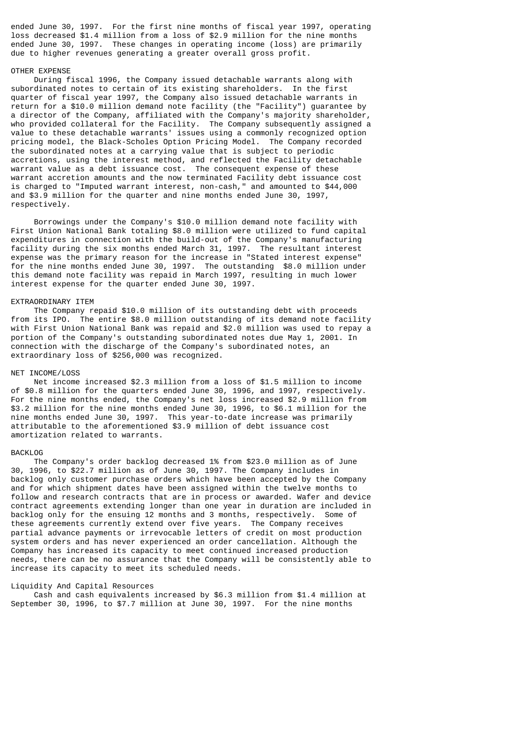ended June 30, 1997. For the first nine months of fiscal year 1997, operating loss decreased $1.4 million from a loss of $2.9 million for the nine months ended June 30, 1997. These changes in operating income (loss) are primarily due to higher revenues generating a greater overall gross profit.

OTHER EXPENSE

During fiscal 1996, the Company issued detachable warrants along with subordinated notes to certain of its existing shareholders. In the first quarter of fiscal year 1997, the Company also issued detachable warrants in return for a $10.0 million demand note facility (the "Facility") guarantee by a director of the Company, affiliated with the Company's majority shareholder, who provided collateral for the Facility. The Company subsequently assigned a value to these detachable warrants' issues using a commonly recognized option pricing model, the Black-Scholes Option Pricing Model. The Company recorded the subordinated notes at a carrying value that is subject to periodic accretions, using the interest method, and reflected the Facility detachable warrant value as a debt issuance cost. The consequent expense of these warrant accretion amounts and the now terminated Facility debt issuance cost is charged to "Imputed warrant interest, non-cash," and amounted to $44,000 and $3.9 million for the quarter and nine months ended June 30, 1997, respectively.

Borrowings under the Company's $10.0 million demand note facility with First Union National Bank totaling $8.0 million were utilized to fund capital expenditures in connection with the build-out of the Company's manufacturing facility during the six months ended March 31, 1997. The resultant interest expense was the primary reason for the increase in "Stated interest expense" for the nine months ended June 30, 1997. The outstanding $8.0 million under this demand note facility was repaid in March 1997, resulting in much lower interest expense for the quarter ended June 30, 1997.

EXTRAORDINARY ITEM

The Company repaid $10.0 million of its outstanding debt with proceeds from its IPO. The entire $8.0 million outstanding of its demand note facility with First Union National Bank was repaid and $2.0 million was used to repay a portion of the Company's outstanding subordinated notes due May 1, 2001. In connection with the discharge of the Company's subordinated notes, an extraordinary loss of $256,000 was recognized.

NET INCOME/LOSS

Net income increased $2.3 million from a loss of $1.5 million to income of $0.8 million for the quarters ended June 30, 1996, and 1997, respectively. For the nine months ended, the Company's net loss increased $2.9 million from $3.2 million for the nine months ended June 30, 1996, to $6.1 million for the nine months ended June 30, 1997. This year-to-date increase was primarily attributable to the aforementioned $3.9 million of debt issuance cost amortization related to warrants.

BACKLOG

The Company's order backlog decreased 1% from $23.0 million as of June 30, 1996, to $22.7 million as of June 30, 1997. The Company includes in backlog only customer purchase orders which have been accepted by the Company and for which shipment dates have been assigned within the twelve months to follow and research contracts that are in process or awarded. Wafer and device contract agreements extending longer than one year in duration are included in backlog only for the ensuing 12 months and 3 months, respectively. Some of these agreements currently extend over five years. The Company receives partial advance payments or irrevocable letters of credit on most production system orders and has never experienced an order cancellation. Although the Company has increased its capacity to meet continued increased production needs, there can be no assurance that the Company will be consistently able to increase its capacity to meet its scheduled needs.

Liquidity And Capital Resources

Cash and cash equivalents increased by $6.3 million from $1.4 million at September 30, 1996, to $7.7 million at June 30, 1997. For the nine months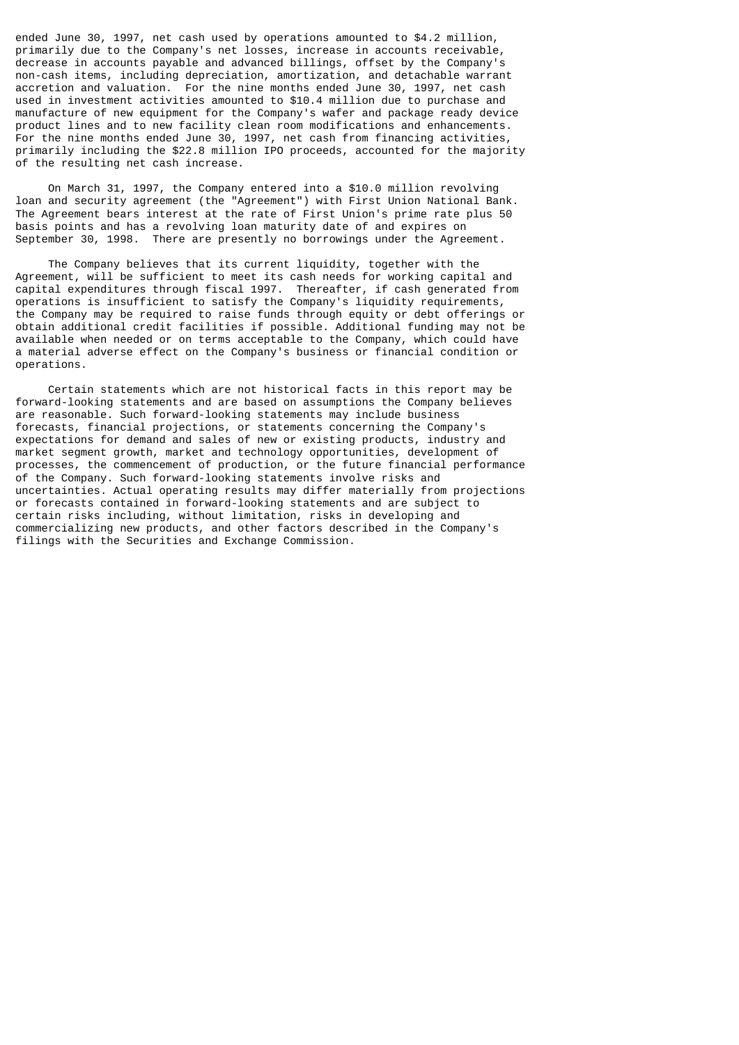ended June 30, 1997, net cash used by operations amounted to $4.2 million, primarily due to the Company's net losses, increase in accounts receivable, decrease in accounts payable and advanced billings, offset by the Company's non-cash items, including depreciation, amortization, and detachable warrant accretion and valuation. For the nine months ended June 30, 1997, net cash used in investment activities amounted to $10.4 million due to purchase and manufacture of new equipment for the Company's wafer and package ready device product lines and to new facility clean room modifications and enhancements. For the nine months ended June 30, 1997, net cash from financing activities, primarily including the $22.8 million IPO proceeds, accounted for the majority of the resulting net cash increase.

On March 31, 1997, the Company entered into a $10.0 million revolving loan and security agreement (the "Agreement") with First Union National Bank. The Agreement bears interest at the rate of First Union's prime rate plus 50 basis points and has a revolving loan maturity date of and expires on September 30, 1998. There are presently no borrowings under the Agreement.

The Company believes that its current liquidity, together with the Agreement, will be sufficient to meet its cash needs for working capital and capital expenditures through fiscal 1997. Thereafter, if cash generated from operations is insufficient to satisfy the Company's liquidity requirements, the Company may be required to raise funds through equity or debt offerings or obtain additional credit facilities if possible. Additional funding may not be available when needed or on terms acceptable to the Company, which could have a material adverse effect on the Company's business or financial condition or operations.

Certain statements which are not historical facts in this report may be forward-looking statements and are based on assumptions the Company believes are reasonable. Such forward-looking statements may include business forecasts, financial projections, or statements concerning the Company's expectations for demand and sales of new or existing products, industry and market segment growth, market and technology opportunities, development of processes, the commencement of production, or the future financial performance of the Company. Such forward-looking statements involve risks and uncertainties. Actual operating results may differ materially from projections or forecasts contained in forward-looking statements and are subject to certain risks including, without limitation, risks in developing and commercializing new products, and other factors described in the Company's filings with the Securities and Exchange Commission.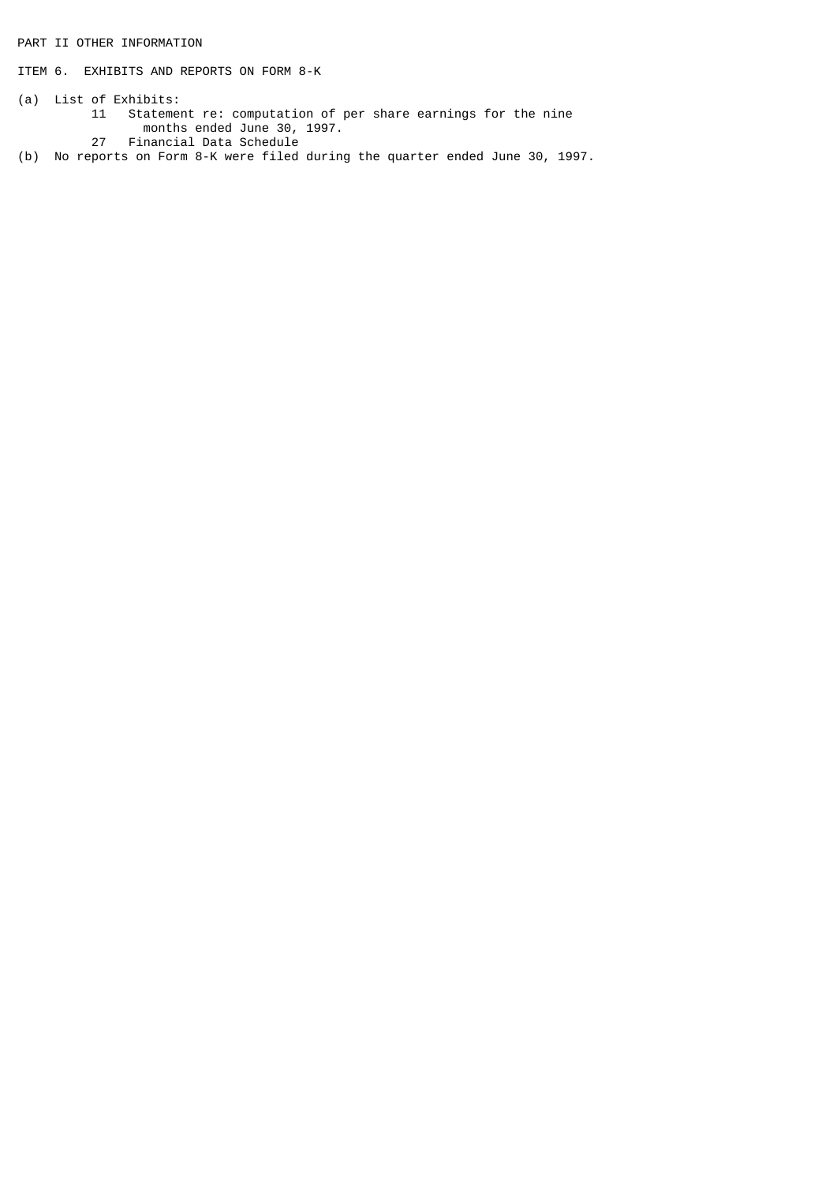PART II OTHER INFORMATION

ITEM 6. EXHIBITS AND REPORTS ON FORM 8-K

(a) List of Exhibits:
   - 11 Statement re: computation of per share earnings for the nine months ended June 30, 1997.
   - 27 Financial Data Schedule

(b) No reports on Form 8-K were filed during the quarter ended June 30, 1997.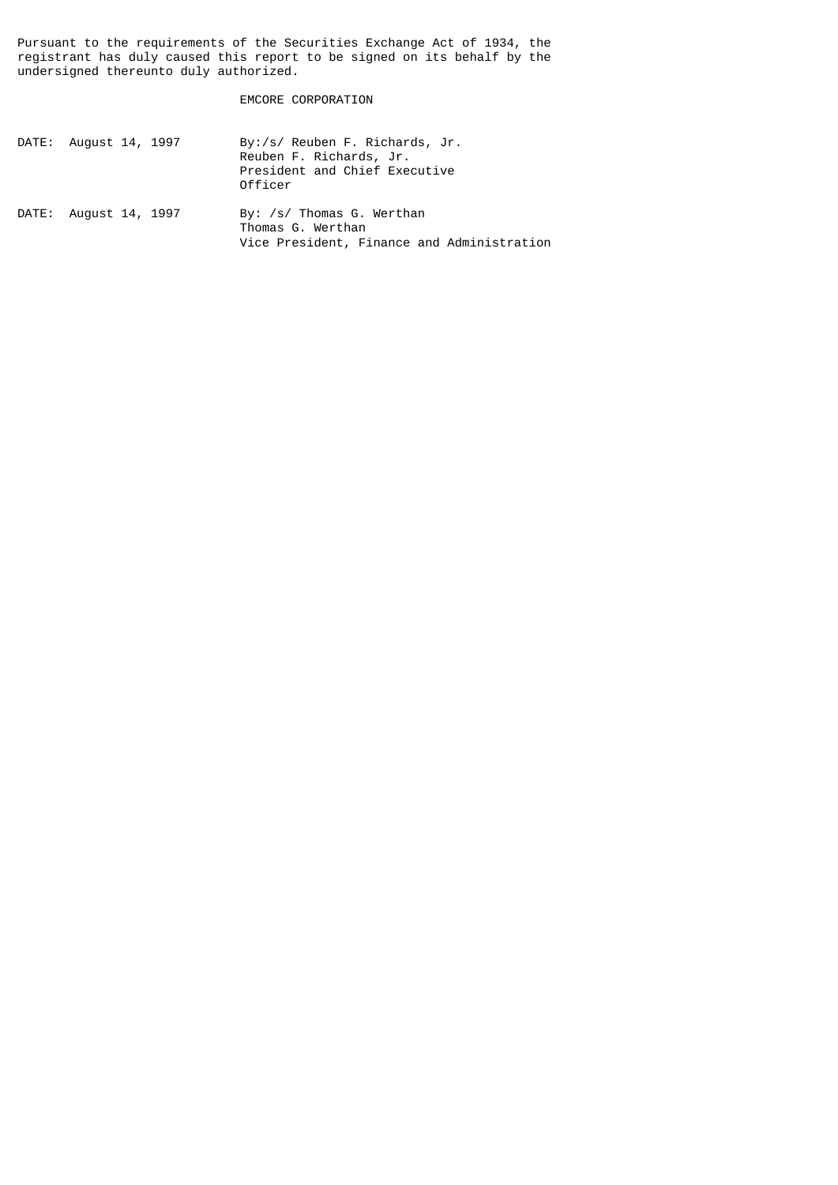Pursuant to the requirements of the Securities Exchange Act of 1934, the registrant has duly caused this report to be signed on its behalf by the undersigned thereunto duly authorized.

EMCORE CORPORATION

DATE: August 14, 1997

By:/s/ Reuben F. Richards, Jr.
Reuben F. Richards, Jr.
President and Chief Executive Officer

DATE: August 14, 1997

By: /s/ Thomas G. Werthan
Thomas G. Werthan
Vice President, Finance and Administration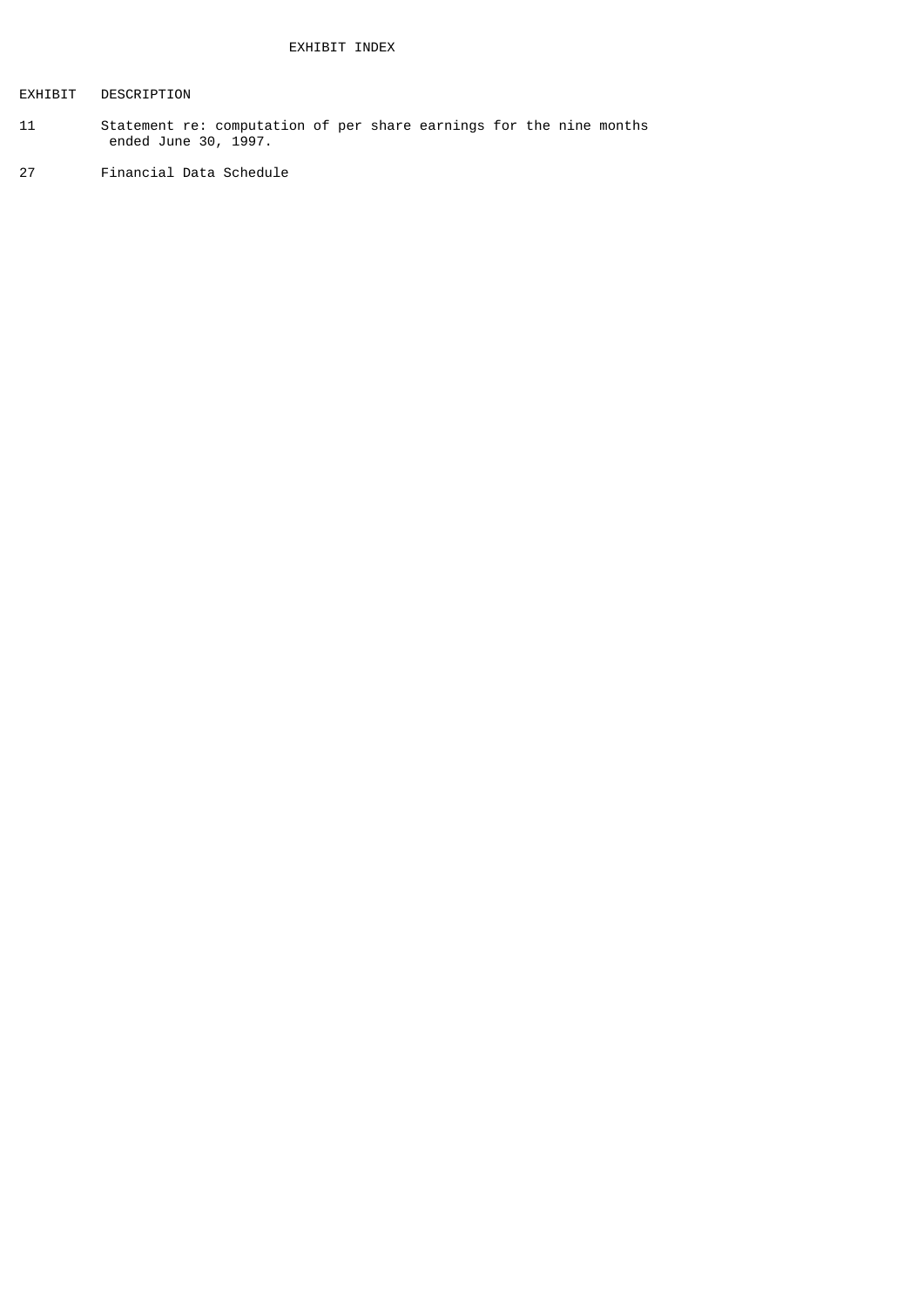# EXHIBIT INDEX

| EXHIBIT | DESCRIPTION |
| --- | --- |
| 11 | Statement re: computation of per share earnings for the nine months ended June 30, 1997. |
| 27 | Financial Data Schedule |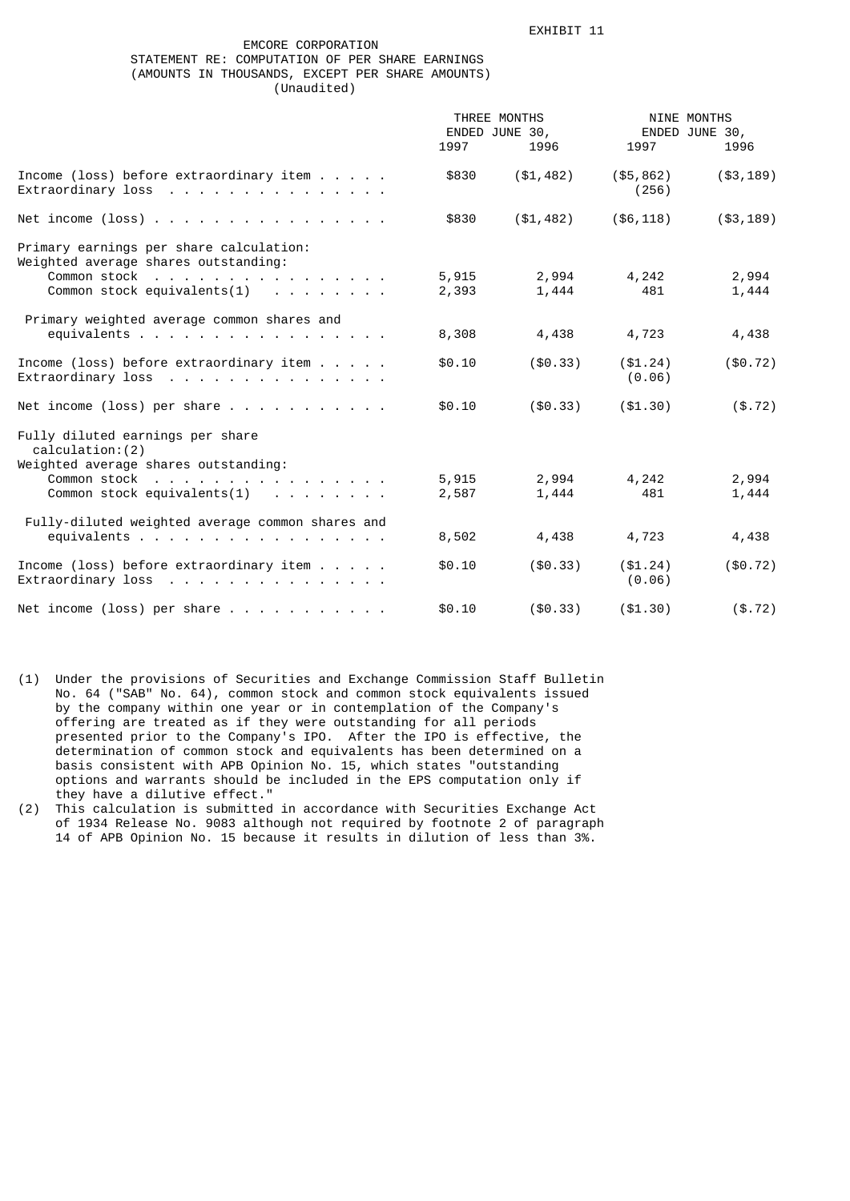EXHIBIT 11

# EMCORE CORPORATION
## STATEMENT RE: COMPUTATION OF PER SHARE EARNINGS
(AMOUNTS IN THOUSANDS, EXCEPT PER SHARE AMOUNTS)
(Unaudited)

| | THREE MONTHS ENDED JUNE 30, | | NINE MONTHS ENDED JUNE 30, | |
|---|---|---|---|---|
| | 1997 | 1996 | 1997 | 1996 |
| Income (loss) before extraordinary item | $830 | ($1,482) | ($5,862) | ($3,189) |
| Extraordinary loss | | | (256) | |
| Net income (loss) | $830 | ($1,482) | ($6,118) | ($3,189) |
| Primary earnings per share calculation: | | | | |
| Weighted average shares outstanding: | | | | |
| Common stock | 5,915 | 2,994 | 4,242 | 2,994 |
| Common stock equivalents(1) | 2,393 | 1,444 | 481 | 1,444 |
| Primary weighted average common shares and equivalents | 8,308 | 4,438 | 4,723 | 4,438 |
| Income (loss) before extraordinary item | $0.10 | ($0.33) | ($1.24) | ($0.72) |
| Extraordinary loss | | | (0.06) | |
| Net income (loss) per share | $0.10 | ($0.33) | ($1.30) | ($.72) |
| Fully diluted earnings per share calculation:(2) | | | | |
| Weighted average shares outstanding: | | | | |
| Common stock | 5,915 | 2,994 | 4,242 | 2,994 |
| Common stock equivalents(1) | 2,587 | 1,444 | 481 | 1,444 |
| Fully-diluted weighted average common shares and equivalents | 8,502 | 4,438 | 4,723 | 4,438 |
| Income (loss) before extraordinary item | $0.10 | ($0.33) | ($1.24) | ($0.72) |
| Extraordinary loss | | | (0.06) | |
| Net income (loss) per share | $0.10 | ($0.33) | ($1.30) | ($.72) |

(1) Under the provisions of Securities and Exchange Commission Staff Bulletin No. 64 ("SAB" No. 64), common stock and common stock equivalents issued by the company within one year or in contemplation of the Company's offering are treated as if they were outstanding for all periods presented prior to the Company's IPO. After the IPO is effective, the determination of common stock and equivalents has been determined on a basis consistent with APB Opinion No. 15, which states "outstanding options and warrants should be included in the EPS computation only if they have a dilutive effect."

(2) This calculation is submitted in accordance with Securities Exchange Act of 1934 Release No. 9083 although not required by footnote 2 of paragraph 14 of APB Opinion No. 15 because it results in dilution of less than 3%.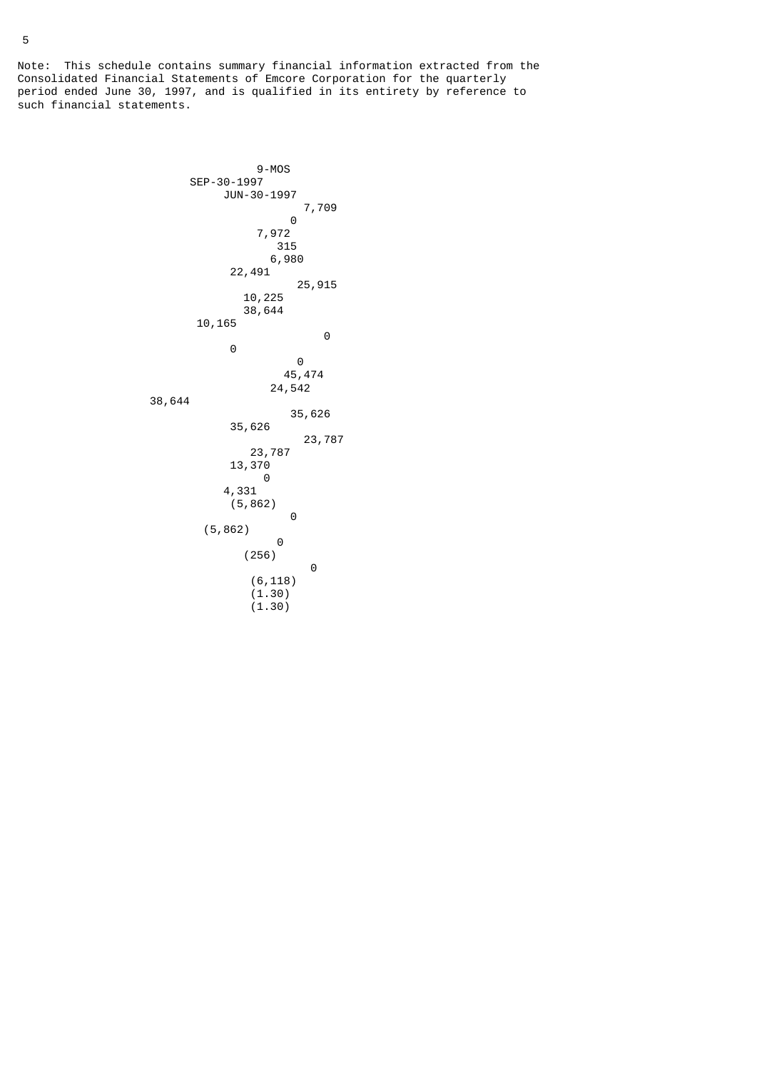Note: This schedule contains summary financial information extracted from the Consolidated Financial Statements of Emcore Corporation for the quarterly period ended June 30, 1997, and is qualified in its entirety by reference to such financial statements.

9-MOS
SEP-30-1997
JUN-30-1997
7,709
0
7,972
315
6,980
22,491
25,915
10,225
38,644
10,165
0
0
0
45,474
24,542
38,644
35,626
35,626
23,787
23,787
13,370
0
4,331
(5,862)
0
(5,862)
0
(256)
0
(6,118)
(1.30)
(1.30)